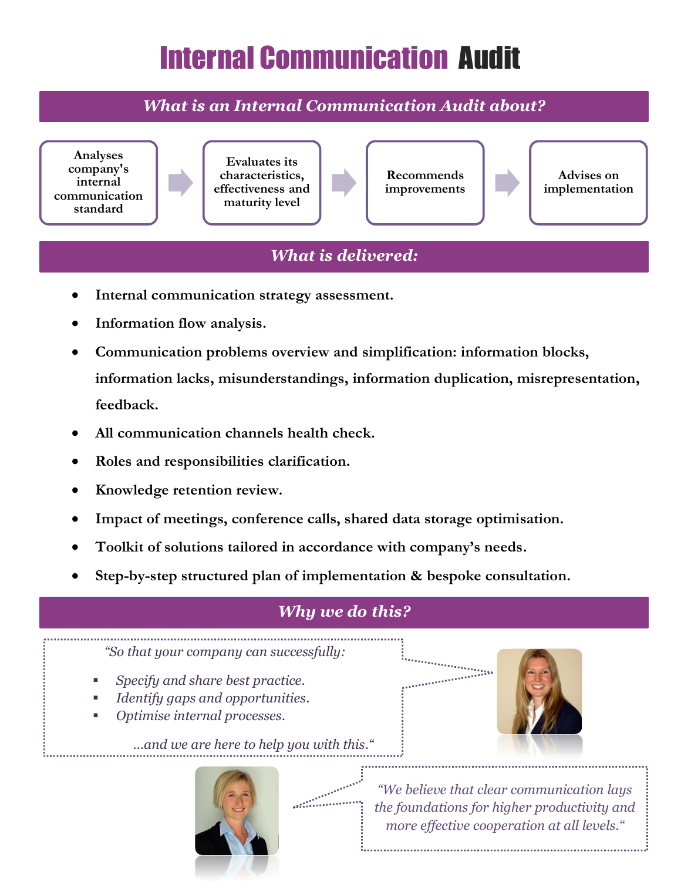# Internal Communication Audit

## *What is an Internal Communication Audit about?*

Analyses company's internal communication standard → Evaluates its characteristics, effectiveness and maturity level → Recommends improvements → Advises on implementation

## *What is delivered:*

- **Internal communication strategy assessment.**
- **Information flow analysis.**
- **Communication problems overview and simplification: information blocks, information lacks, misunderstandings, information duplication, misrepresentation, feedback.**
- **All communication channels health check.**
- **Roles and responsibilities clarification.**
- **Knowledge retention review.**
- **Impact of meetings, conference calls, shared data storage optimisation.**
- **Toolkit of solutions tailored in accordance with company's needs.**
- **Step-by-step structured plan of implementation & bespoke consultation.**

## *Why we do this?*

*"So that your company can successfully:*

- *Specify and share best practice.*
- *Identify gaps and opportunities.*
- *Optimise internal processes.*

*...and we are here to help you with this."*

*"We believe that clear communication lays the foundations for higher productivity and more effective cooperation at all levels."*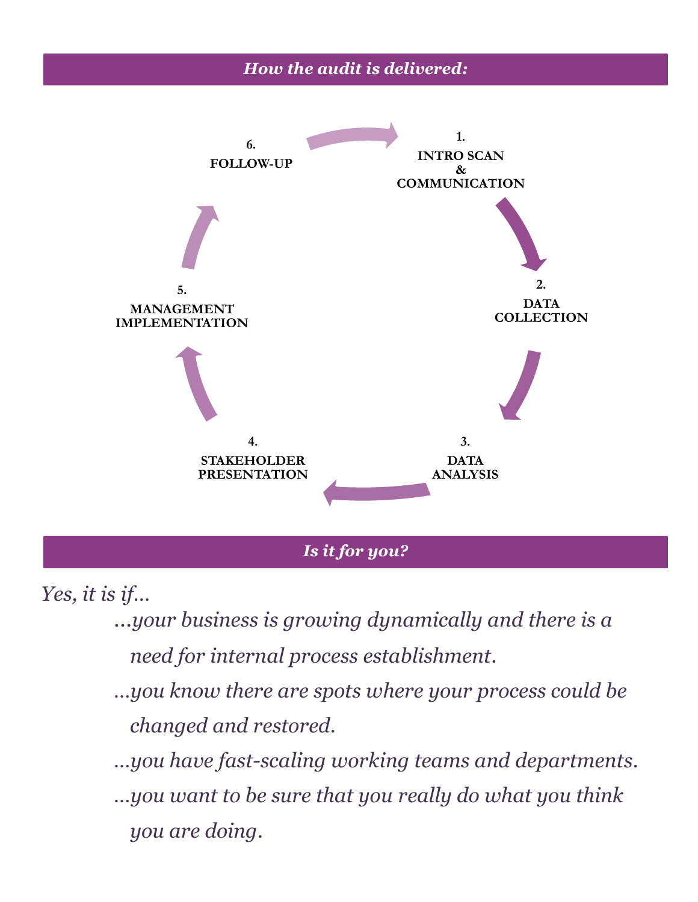## *How the audit is delivered:*

1. INTRO SCAN & COMMUNICATION

2. DATA COLLECTION

3. DATA ANALYSIS

4. STAKEHOLDER PRESENTATION

5. MANAGEMENT IMPLEMENTATION

6. FOLLOW-UP

## *Is it for you?*

*Yes, it is if…*

*…your business is growing dynamically and there is a need for internal process establishment.*

*…you know there are spots where your process could be changed and restored.*

*…you have fast-scaling working teams and departments.*

*…you want to be sure that you really do what you think you are doing.*